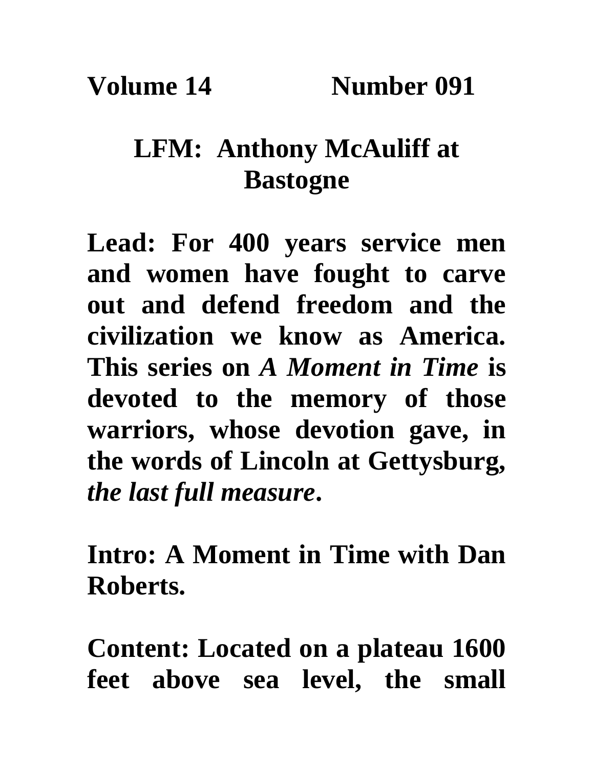**Volume 14 Number 091**

# LFM: Anthony McAuliff at Bastogne

**Lead: For 400 years service men and women have fought to carve out and defend freedom and the civilization we know as America. This series on *A Moment in Time* is devoted to the memory of those warriors, whose devotion gave, in the words of Lincoln at Gettysburg, *the last full measure*.**

**Intro: A Moment in Time with Dan Roberts.**

**Content: Located on a plateau 1600 feet above sea level, the small**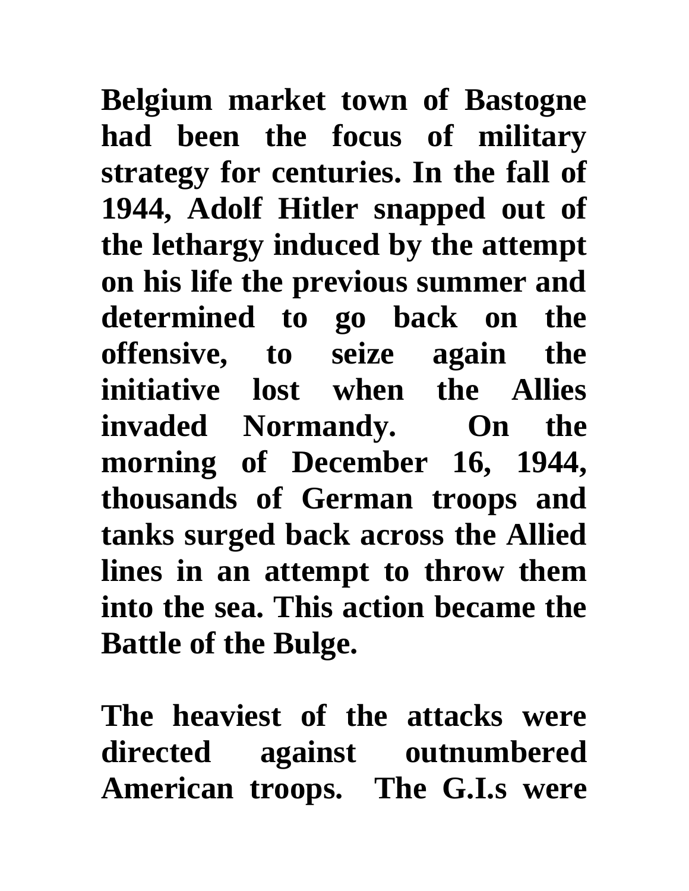**Belgium market town of Bastogne had been the focus of military strategy for centuries. In the fall of 1944, Adolf Hitler snapped out of the lethargy induced by the attempt on his life the previous summer and determined to go back on the offensive, to seize again the initiative lost when the Allies invaded Normandy. On the morning of December 16, 1944, thousands of German troops and tanks surged back across the Allied lines in an attempt to throw them into the sea. This action became the Battle of the Bulge.**

**The heaviest of the attacks were directed against outnumbered American troops. The G.I.s were**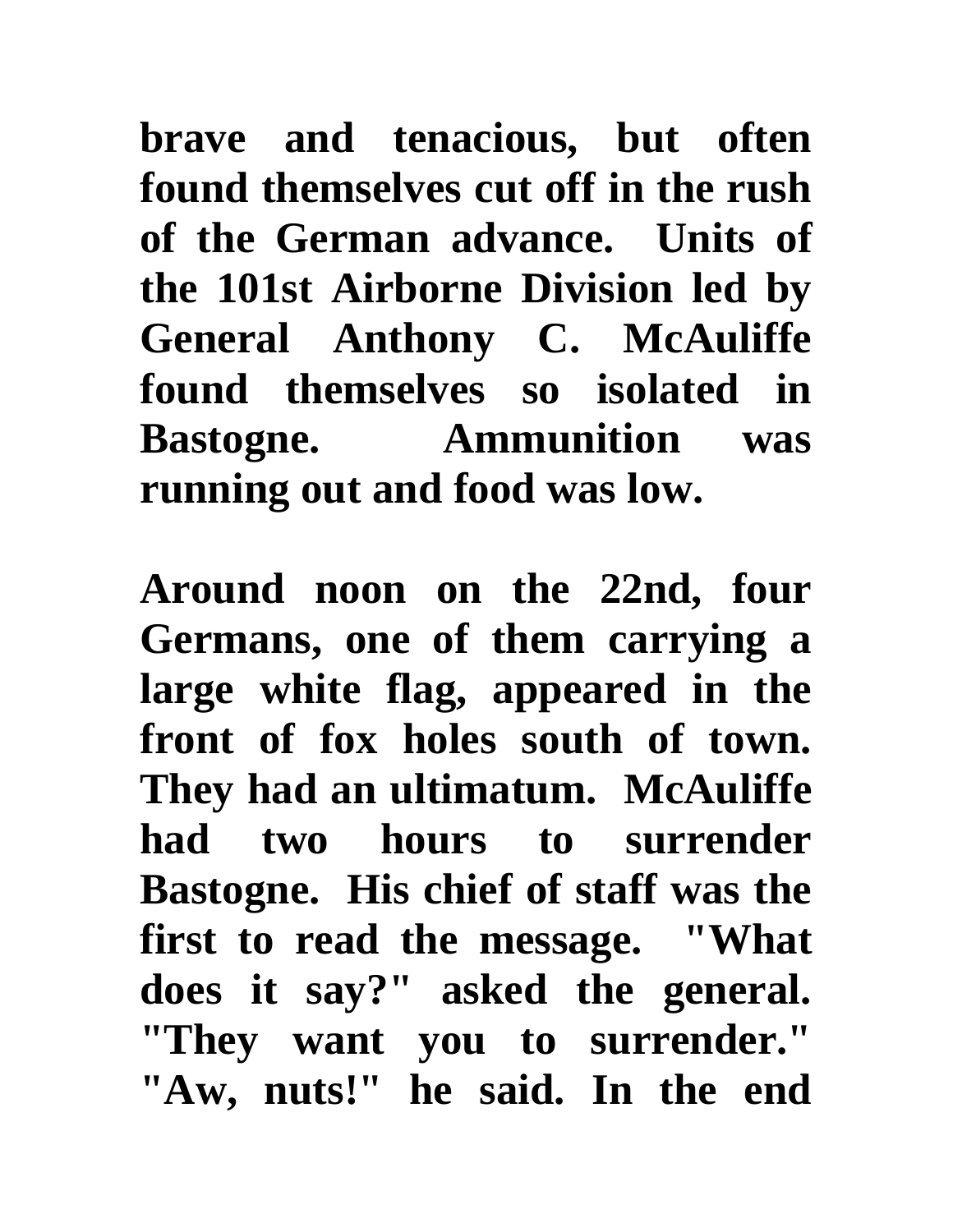**brave and tenacious, but often found themselves cut off in the rush of the German advance. Units of the 101st Airborne Division led by General Anthony C. McAuliffe found themselves so isolated in Bastogne. Ammunition was running out and food was low.**

**Around noon on the 22nd, four Germans, one of them carrying a large white flag, appeared in the front of fox holes south of town. They had an ultimatum. McAuliffe had two hours to surrender Bastogne. His chief of staff was the first to read the message. "What does it say?" asked the general. "They want you to surrender." "Aw, nuts!" he said. In the end**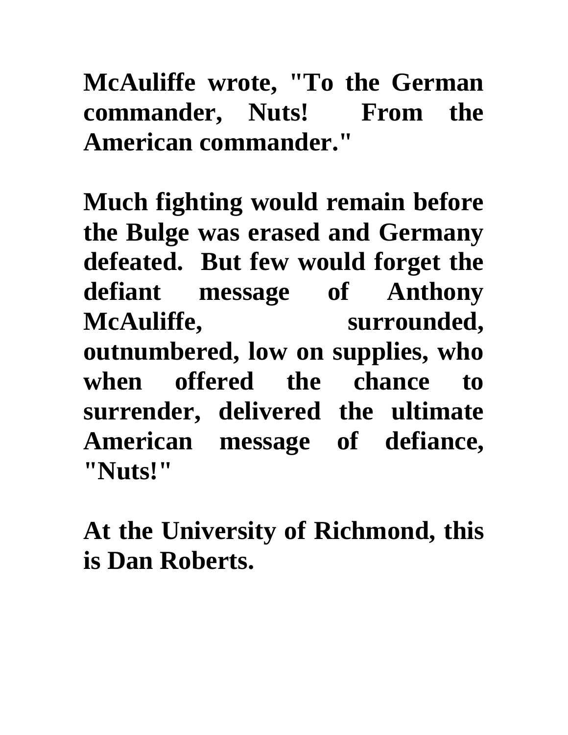**McAuliffe wrote, "To the German commander, Nuts! From the American commander."**

**Much fighting would remain before the Bulge was erased and Germany defeated. But few would forget the defiant message of Anthony McAuliffe, surrounded, outnumbered, low on supplies, who when offered the chance to surrender, delivered the ultimate American message of defiance, "Nuts!"**

**At the University of Richmond, this is Dan Roberts.**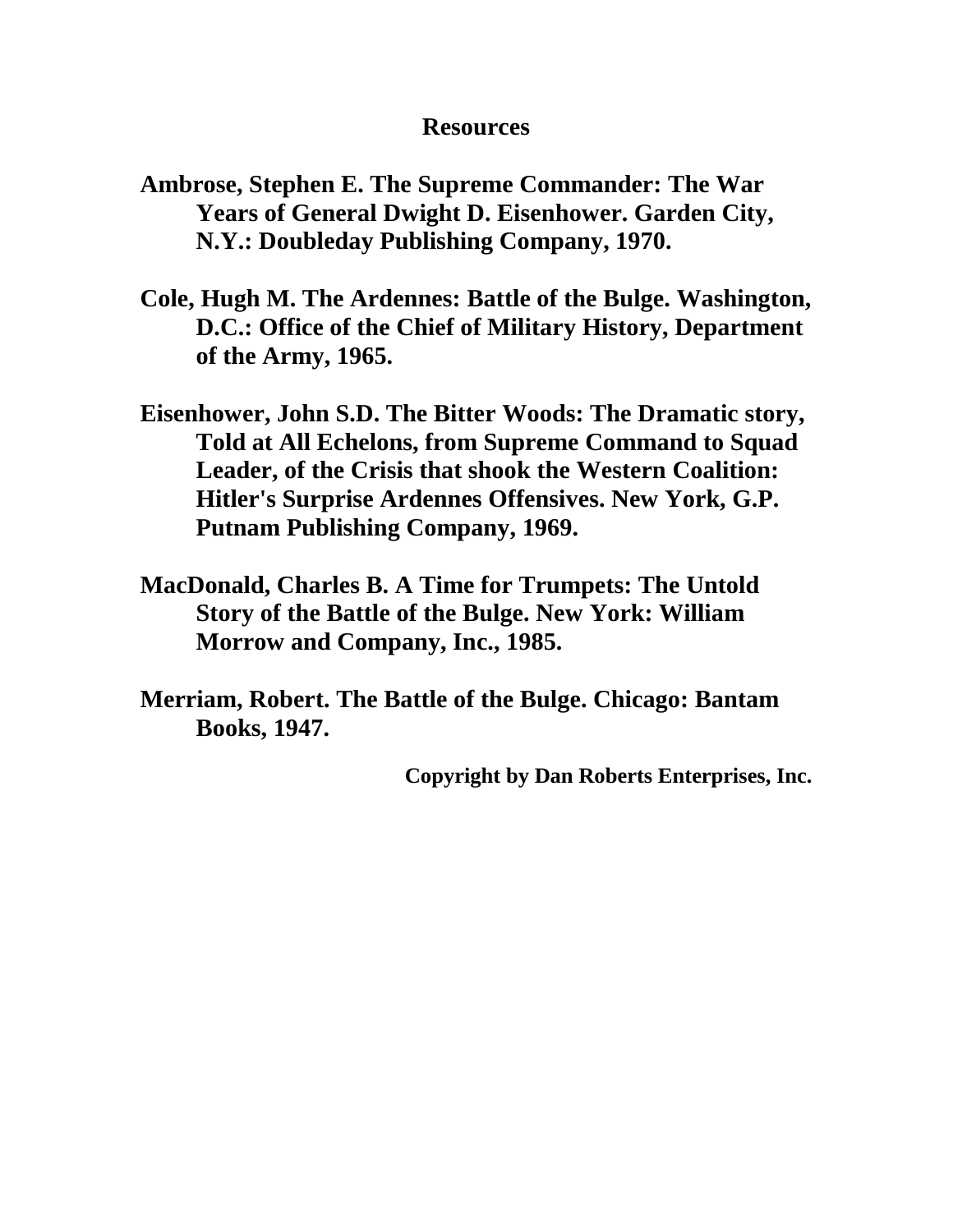## Resources

**Ambrose, Stephen E. The Supreme Commander: The War Years of General Dwight D. Eisenhower. Garden City, N.Y.: Doubleday Publishing Company, 1970.**

**Cole, Hugh M. The Ardennes: Battle of the Bulge. Washington, D.C.: Office of the Chief of Military History, Department of the Army, 1965.**

**Eisenhower, John S.D. The Bitter Woods: The Dramatic story, Told at All Echelons, from Supreme Command to Squad Leader, of the Crisis that shook the Western Coalition: Hitler's Surprise Ardennes Offensives. New York, G.P. Putnam Publishing Company, 1969.**

**MacDonald, Charles B. A Time for Trumpets: The Untold Story of the Battle of the Bulge. New York: William Morrow and Company, Inc., 1985.**

**Merriam, Robert. The Battle of the Bulge. Chicago: Bantam Books, 1947.**

**Copyright by Dan Roberts Enterprises, Inc.**